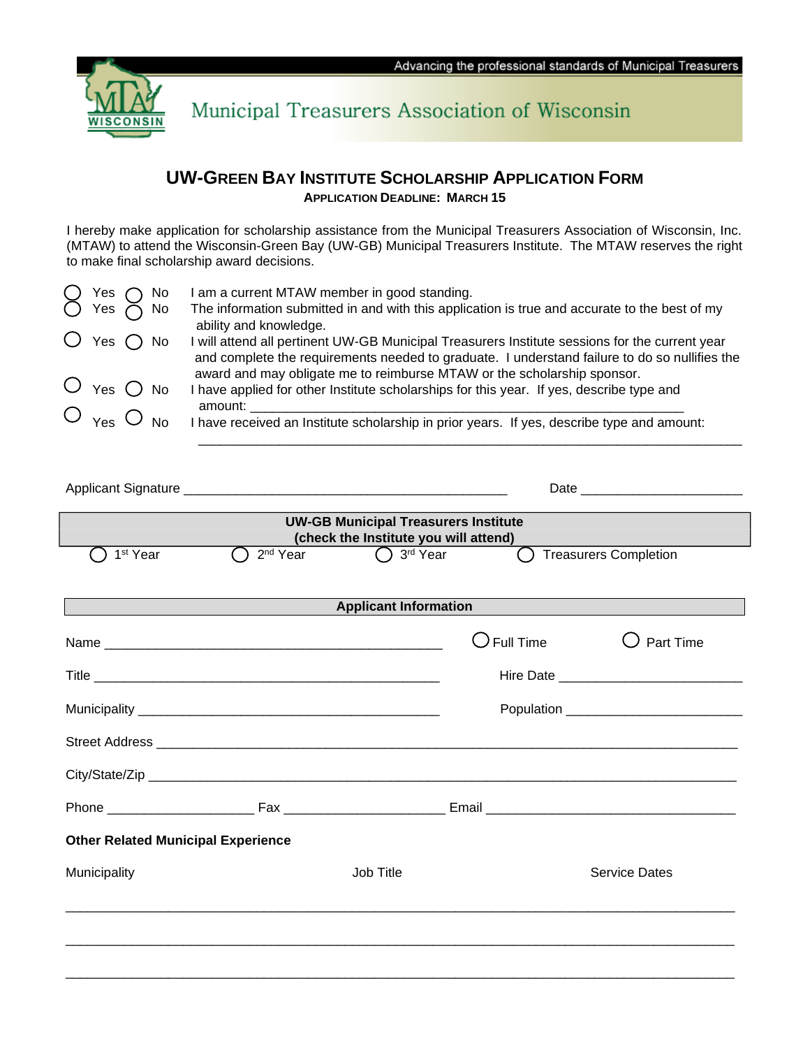Advancing the professional standards of Municipal Treasurers

Municipal Treasurers Association of Wisconsin

# UW-GREEN BAY INSTITUTE SCHOLARSHIP APPLICATION FORM

**APPLICATION DEADLINE: MARCH 15**

I hereby make application for scholarship assistance from the Municipal Treasurers Association of Wisconsin, Inc. (MTAW) to attend the Wisconsin-Green Bay (UW-GB) Municipal Treasurers Institute. The MTAW reserves the right to make final scholarship award decisions.

○ Yes ○ No  I am a current MTAW member in good standing.

○ Yes ○ No  The information submitted in and with this application is true and accurate to the best of my ability and knowledge.

○ Yes ○ No  I will attend all pertinent UW-GB Municipal Treasurers Institute sessions for the current year and complete the requirements needed to graduate. I understand failure to do so nullifies the award and may obligate me to reimburse MTAW or the scholarship sponsor.

○ Yes ○ No  I have applied for other Institute scholarships for this year. If yes, describe type and amount: ____________________________________________________________

○ Yes ○ No  I have received an Institute scholarship in prior years. If yes, describe type and amount: ________________________________________________________________________

Applicant Signature ____________________________________________ Date _____________________

**UW-GB Municipal Treasurers Institute**
**(check the Institute you will attend)**

○ 1st Year ○ 2nd Year ○ 3rd Year ○ Treasurers Completion

**Applicant Information**

Name ______________________________________________ ○ Full Time ○ Part Time

Title ______________________________________________ Hire Date ________________________

Municipality ________________________________________ Population ________________________

Street Address ______________________________________________________________________________

City/State/Zip ______________________________________________________________________________

Phone ____________________ Fax _____________________ Email __________________________________

**Other Related Municipal Experience**

| Municipality | Job Title | Service Dates |
|---|---|---|
| | | |
| | | |
| | | |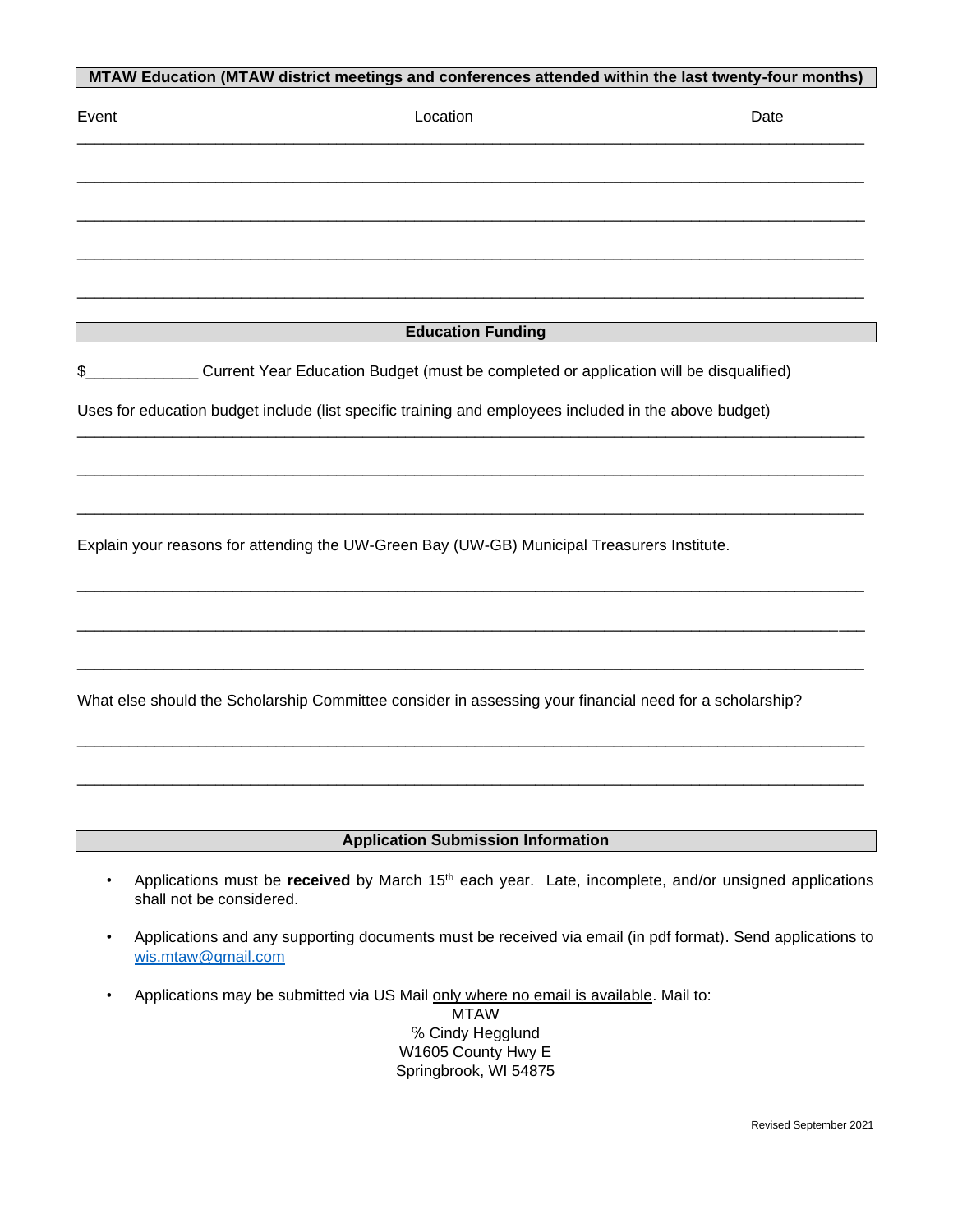## MTAW Education (MTAW district meetings and conferences attended within the last twenty-four months)

| Event | Location | Date |
|---|---|---|
| | | |
| | | |
| | | |
| | | |
| | | |

## Education Funding

$_____________ Current Year Education Budget (must be completed or application will be disqualified)

Uses for education budget include (list specific training and employees included in the above budget)

_______________________________________________________________________________

_______________________________________________________________________________

_______________________________________________________________________________

Explain your reasons for attending the UW-Green Bay (UW-GB) Municipal Treasurers Institute.

_______________________________________________________________________________

_______________________________________________________________________________

_______________________________________________________________________________

What else should the Scholarship Committee consider in assessing your financial need for a scholarship?

_______________________________________________________________________________

_______________________________________________________________________________

## Application Submission Information

- Applications must be **received** by March 15th each year. Late, incomplete, and/or unsigned applications shall not be considered.
- Applications and any supporting documents must be received via email (in pdf format). Send applications to wis.mtaw@gmail.com
- Applications may be submitted via US Mail only where no email is available. Mail to:

MTAW
℅ Cindy Hegglund
W1605 County Hwy E
Springbrook, WI 54875

Revised September 2021